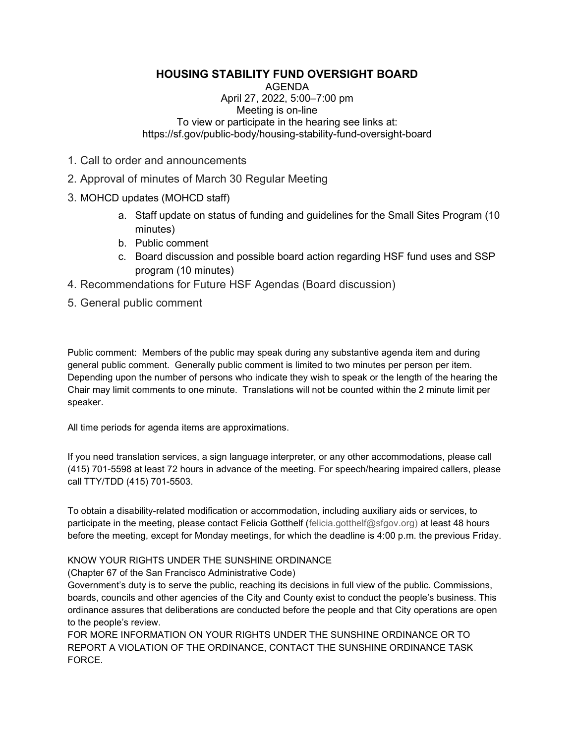# HOUSING STABILITY FUND OVERSIGHT BOARD

AGENDA
April 27, 2022, 5:00–7:00 pm
Meeting is on-line
To view or participate in the hearing see links at:
https://sf.gov/public-body/housing-stability-fund-oversight-board

1. Call to order and announcements
2. Approval of minutes of March 30 Regular Meeting
3. MOHCD updates (MOHCD staff)
    a. Staff update on status of funding and guidelines for the Small Sites Program (10 minutes)
    b. Public comment
    c. Board discussion and possible board action regarding HSF fund uses and SSP program (10 minutes)
4. Recommendations for Future HSF Agendas (Board discussion)
5. General public comment

Public comment: Members of the public may speak during any substantive agenda item and during general public comment. Generally public comment is limited to two minutes per person per item. Depending upon the number of persons who indicate they wish to speak or the length of the hearing the Chair may limit comments to one minute. Translations will not be counted within the 2 minute limit per speaker.

All time periods for agenda items are approximations.

If you need translation services, a sign language interpreter, or any other accommodations, please call (415) 701-5598 at least 72 hours in advance of the meeting. For speech/hearing impaired callers, please call TTY/TDD (415) 701-5503.

To obtain a disability-related modification or accommodation, including auxiliary aids or services, to participate in the meeting, please contact Felicia Gotthelf (felicia.gotthelf@sfgov.org) at least 48 hours before the meeting, except for Monday meetings, for which the deadline is 4:00 p.m. the previous Friday.

KNOW YOUR RIGHTS UNDER THE SUNSHINE ORDINANCE
(Chapter 67 of the San Francisco Administrative Code)
Government's duty is to serve the public, reaching its decisions in full view of the public. Commissions, boards, councils and other agencies of the City and County exist to conduct the people's business. This ordinance assures that deliberations are conducted before the people and that City operations are open to the people's review.
FOR MORE INFORMATION ON YOUR RIGHTS UNDER THE SUNSHINE ORDINANCE OR TO REPORT A VIOLATION OF THE ORDINANCE, CONTACT THE SUNSHINE ORDINANCE TASK FORCE.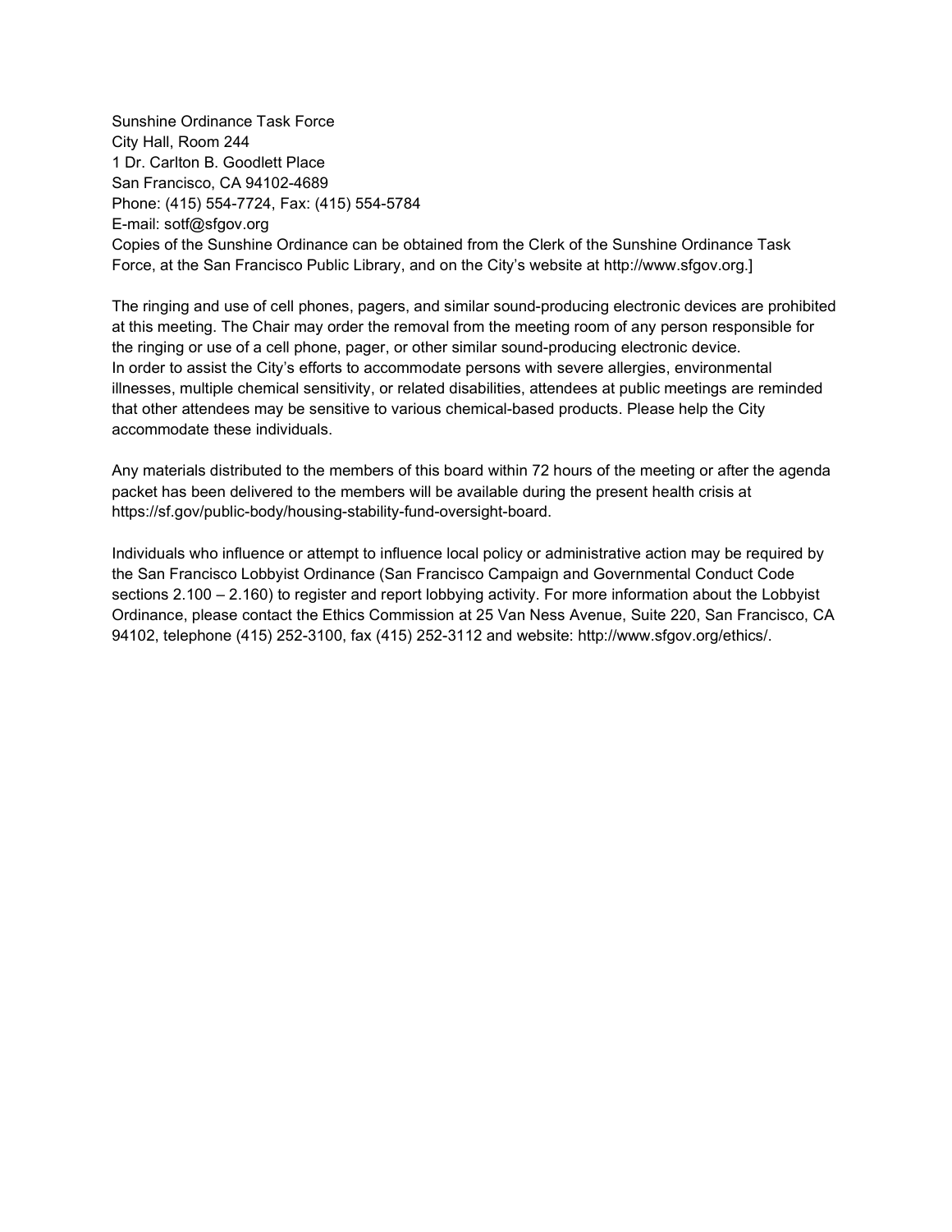Sunshine Ordinance Task Force
City Hall, Room 244
1 Dr. Carlton B. Goodlett Place
San Francisco, CA 94102-4689
Phone: (415) 554-7724, Fax: (415) 554-5784
E-mail: sotf@sfgov.org
Copies of the Sunshine Ordinance can be obtained from the Clerk of the Sunshine Ordinance Task Force, at the San Francisco Public Library, and on the City's website at http://www.sfgov.org.]

The ringing and use of cell phones, pagers, and similar sound-producing electronic devices are prohibited at this meeting. The Chair may order the removal from the meeting room of any person responsible for the ringing or use of a cell phone, pager, or other similar sound-producing electronic device.
In order to assist the City's efforts to accommodate persons with severe allergies, environmental illnesses, multiple chemical sensitivity, or related disabilities, attendees at public meetings are reminded that other attendees may be sensitive to various chemical-based products. Please help the City accommodate these individuals.

Any materials distributed to the members of this board within 72 hours of the meeting or after the agenda packet has been delivered to the members will be available during the present health crisis at https://sf.gov/public-body/housing-stability-fund-oversight-board.

Individuals who influence or attempt to influence local policy or administrative action may be required by the San Francisco Lobbyist Ordinance (San Francisco Campaign and Governmental Conduct Code sections 2.100 – 2.160) to register and report lobbying activity. For more information about the Lobbyist Ordinance, please contact the Ethics Commission at 25 Van Ness Avenue, Suite 220, San Francisco, CA 94102, telephone (415) 252-3100, fax (415) 252-3112 and website: http://www.sfgov.org/ethics/.